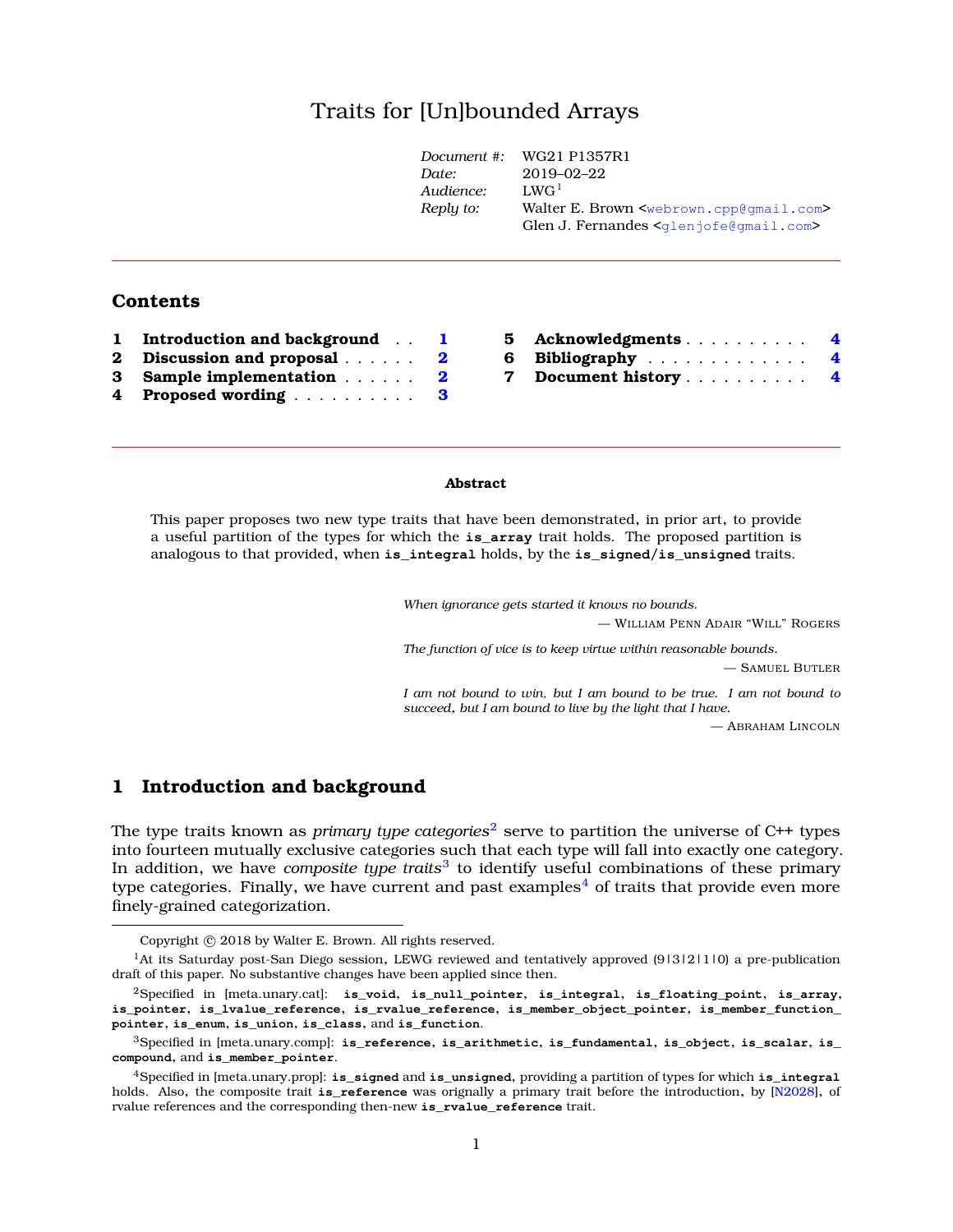# Traits for [Un]bounded Arrays

| | |
|---|---|
| *Document #:* | WG21 P1357R1 |
| *Date:* | 2019–02–22 |
| *Audience:* | LWG[1] |
| *Reply to:* | Walter E. Brown <webrown.cpp@gmail.com> |
| | Glen J. Fernandes <glenjofe@gmail.com> |

---

## Contents

1 **Introduction and background** . . **1**
2 **Discussion and proposal** . . . . . . **2**
3 **Sample implementation** . . . . . . **2**
4 **Proposed wording** . . . . . . . . . . **3**
5 **Acknowledgments** . . . . . . . . . . **4**
6 **Bibliography** . . . . . . . . . . . . . **4**
7 **Document history** . . . . . . . . . . **4**

---

**Abstract**

This paper proposes two new type traits that have been demonstrated, in prior art, to provide a useful partition of the types for which the **`is_array`** trait holds. The proposed partition is analogous to that provided, when **`is_integral`** holds, by the **`is_signed/is_unsigned`** traits.

> *When ignorance gets started it knows no bounds.*
>
> — William Penn Adair "Will" Rogers

> *The function of vice is to keep virtue within reasonable bounds.*
>
> — Samuel Butler

> *I am not bound to win, but I am bound to be true. I am not bound to succeed, but I am bound to live by the light that I have.*
>
> — Abraham Lincoln

## 1 Introduction and background

The type traits known as *primary type categories*[2] serve to partition the universe of C++ types into fourteen mutually exclusive categories such that each type will fall into exactly one category. In addition, we have *composite type traits*[3] to identify useful combinations of these primary type categories. Finally, we have current and past examples[4] of traits that provide even more finely-grained categorization.

---

Copyright © 2018 by Walter E. Brown. All rights reserved.

[1] At its Saturday post-San Diego session, LEWG reviewed and tentatively approved (9|3|2|1|0) a pre-publication draft of this paper. No substantive changes have been applied since then.

[2] Specified in [meta.unary.cat]: **`is_void`**, **`is_null_pointer`**, **`is_integral`**, **`is_floating_point`**, **`is_array`**, **`is_pointer`**, **`is_lvalue_reference`**, **`is_rvalue_reference`**, **`is_member_object_pointer`**, **`is_member_function_pointer`**, **`is_enum`**, **`is_union`**, **`is_class`**, and **`is_function`**.

[3] Specified in [meta.unary.comp]: **`is_reference`**, **`is_arithmetic`**, **`is_fundamental`**, **`is_object`**, **`is_scalar`**, **`is_compound`**, and **`is_member_pointer`**.

[4] Specified in [meta.unary.prop]: **`is_signed`** and **`is_unsigned`**, providing a partition of types for which **`is_integral`** holds. Also, the composite trait **`is_reference`** was orignally a primary trait before the introduction, by [N2028], of rvalue references and the corresponding then-new **`is_rvalue_reference`** trait.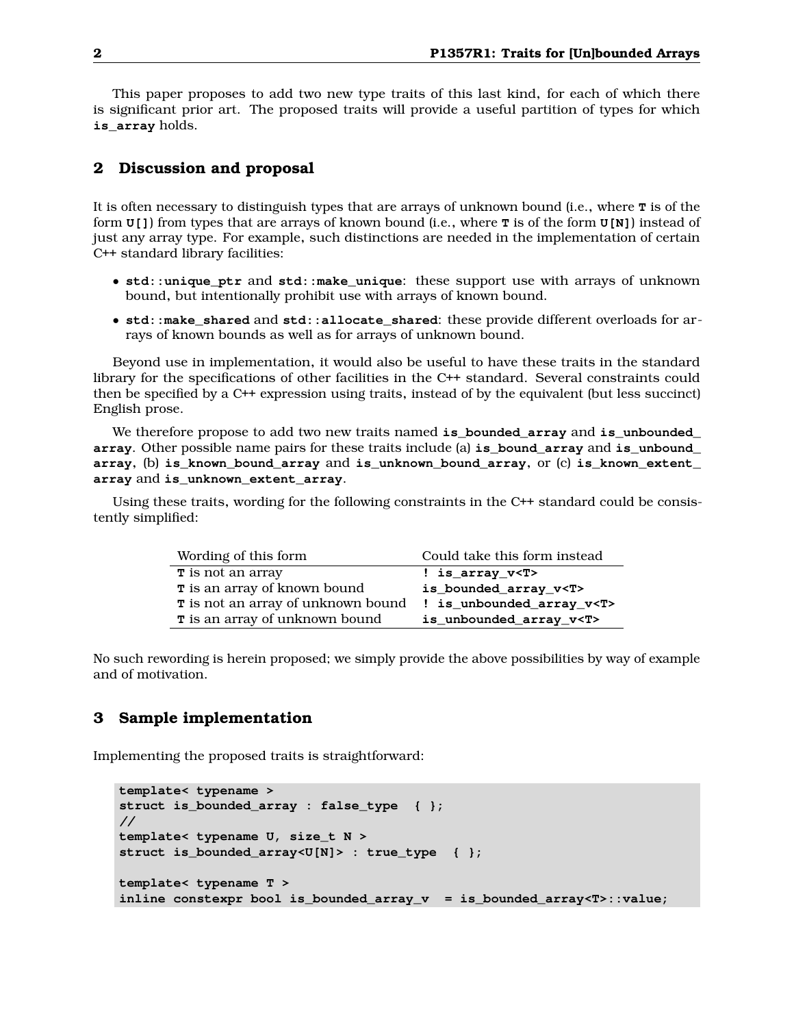This paper proposes to add two new type traits of this last kind, for each of which there is significant prior art. The proposed traits will provide a useful partition of types for which **is_array** holds.

## 2 Discussion and proposal

It is often necessary to distinguish types that are arrays of unknown bound (i.e., where **T** is of the form **U[]**) from types that are arrays of known bound (i.e., where **T** is of the form **U[N]**) instead of just any array type. For example, such distinctions are needed in the implementation of certain C++ standard library facilities:

- **std::unique_ptr** and **std::make_unique**: these support use with arrays of unknown bound, but intentionally prohibit use with arrays of known bound.
- **std::make_shared** and **std::allocate_shared**: these provide different overloads for arrays of known bounds as well as for arrays of unknown bound.

Beyond use in implementation, it would also be useful to have these traits in the standard library for the specifications of other facilities in the C++ standard. Several constraints could then be specified by a C++ expression using traits, instead of by the equivalent (but less succinct) English prose.

We therefore propose to add two new traits named **is_bounded_array** and **is_unbounded_array**. Other possible name pairs for these traits include (a) **is_bound_array** and **is_unbound_array**, (b) **is_known_bound_array** and **is_unknown_bound_array**, or (c) **is_known_extent_array** and **is_unknown_extent_array**.

Using these traits, wording for the following constraints in the C++ standard could be consistently simplified:

| Wording of this form | Could take this form instead |
|---|---|
| **T** is not an array | **! is_array_v<T>** |
| **T** is an array of known bound | **is_bounded_array_v<T>** |
| **T** is not an array of unknown bound | **! is_unbounded_array_v<T>** |
| **T** is an array of unknown bound | **is_unbounded_array_v<T>** |

No such rewording is herein proposed; we simply provide the above possibilities by way of example and of motivation.

## 3 Sample implementation

Implementing the proposed traits is straightforward:

```
template< typename >
struct is_bounded_array : false_type  { };
//
template< typename U, size_t N >
struct is_bounded_array<U[N]> : true_type  { };

template< typename T >
inline constexpr bool is_bounded_array_v  = is_bounded_array<T>::value;
```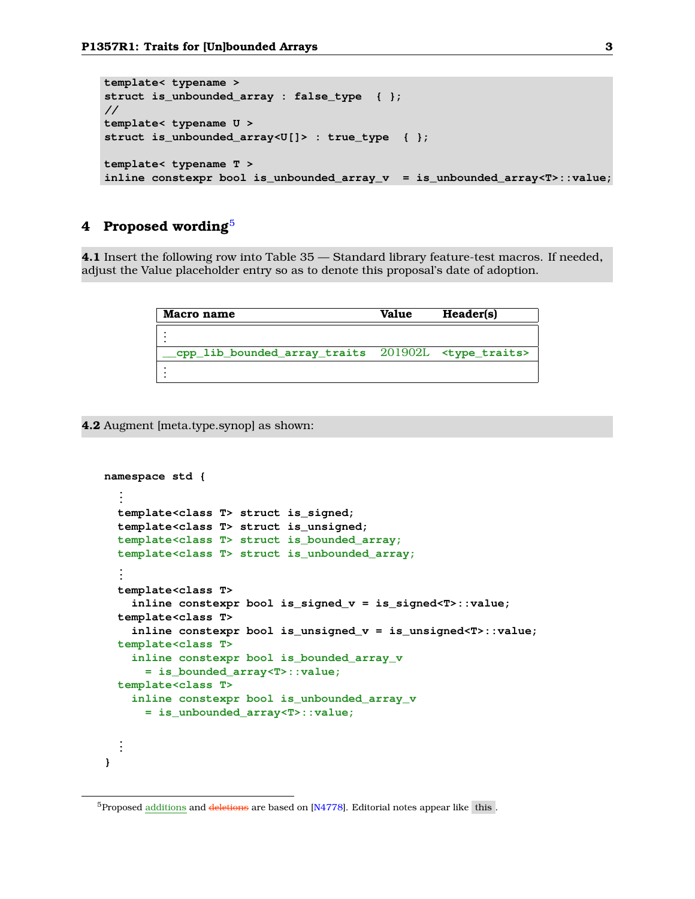```
template< typename >
struct is_unbounded_array : false_type  { };
//
template< typename U >
struct is_unbounded_array<U[]> : true_type  { };

template< typename T >
inline constexpr bool is_unbounded_array_v  = is_unbounded_array<T>::value;
```

## 4 Proposed wording[5]

**4.1** Insert the following row into Table 35 — Standard library feature-test macros. If needed, adjust the Value placeholder entry so as to denote this proposal's date of adoption.

| Macro name | Value | Header(s) |
| --- | --- | --- |
| ⋮ | | |
| `__cpp_lib_bounded_array_traits` | 201902L | `<type_traits>` |
| ⋮ | | |

**4.2** Augment [meta.type.synop] as shown:

```
namespace std {
  ⋮
  template<class T> struct is_signed;
  template<class T> struct is_unsigned;
  template<class T> struct is_bounded_array;
  template<class T> struct is_unbounded_array;
  ⋮
  template<class T>
    inline constexpr bool is_signed_v = is_signed<T>::value;
  template<class T>
    inline constexpr bool is_unsigned_v = is_unsigned<T>::value;
  template<class T>
    inline constexpr bool is_bounded_array_v
      = is_bounded_array<T>::value;
  template<class T>
    inline constexpr bool is_unbounded_array_v
      = is_unbounded_array<T>::value;

  ⋮
}
```

[5] Proposed additions and ~~deletions~~ are based on [N4778]. Editorial notes appear like this.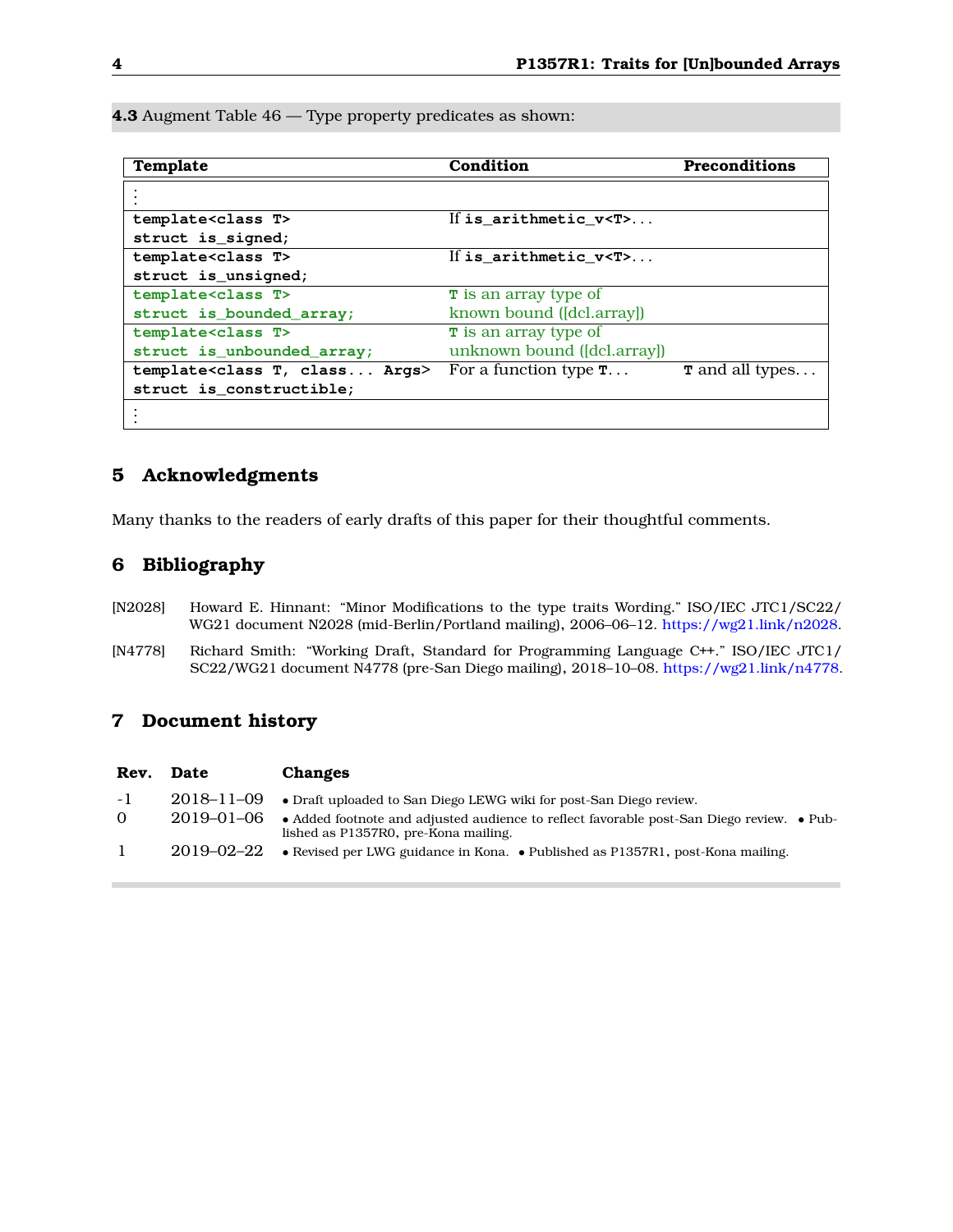**4.3** Augment Table 46 — Type property predicates as shown:

| Template | Condition | Preconditions |
|---|---|---|
| ⋮ | | |
| `template<class T>` `struct is_signed;` | If `is_arithmetic_v<T>`. . . | |
| `template<class T>` `struct is_unsigned;` | If `is_arithmetic_v<T>`. . . | |
| `template<class T>` `struct is_bounded_array;` | `T` is an array type of known bound ([dcl.array]) | |
| `template<class T>` `struct is_unbounded_array;` | `T` is an array type of unknown bound ([dcl.array]) | |
| `template<class T, class... Args>` `struct is_constructible;` | For a function type `T`. . . | `T` and all types. . . |
| ⋮ | | |

## 5 Acknowledgments

Many thanks to the readers of early drafts of this paper for their thoughtful comments.

## 6 Bibliography

[N2028] Howard E. Hinnant: “Minor Modifications to the type traits Wording.” ISO/IEC JTC1/SC22/WG21 document N2028 (mid-Berlin/Portland mailing), 2006–06–12. https://wg21.link/n2028.

[N4778] Richard Smith: “Working Draft, Standard for Programming Language C++.” ISO/IEC JTC1/SC22/WG21 document N4778 (pre-San Diego mailing), 2018–10–08. https://wg21.link/n4778.

## 7 Document history

| Rev. | Date | Changes |
|---|---|---|
| -1 | 2018–11–09 | • Draft uploaded to San Diego LEWG wiki for post-San Diego review. |
| 0 | 2019–01–06 | • Added footnote and adjusted audience to reflect favorable post-San Diego review. • Published as P1357R0, pre-Kona mailing. |
| 1 | 2019–02–22 | • Revised per LWG guidance in Kona. • Published as P1357R1, post-Kona mailing. |